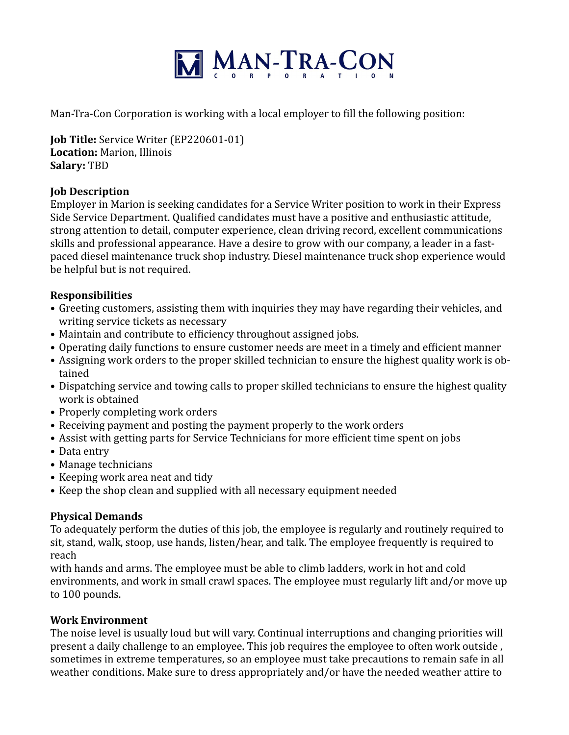# MAN-TRA-CON CORPORATION

Man-Tra-Con Corporation is working with a local employer to fill the following position:

**Job Title:** Service Writer (EP220601-01)
**Location:** Marion, Illinois
**Salary:** TBD

**Job Description**
Employer in Marion is seeking candidates for a Service Writer position to work in their Express Side Service Department. Qualified candidates must have a positive and enthusiastic attitude, strong attention to detail, computer experience, clean driving record, excellent communications skills and professional appearance. Have a desire to grow with our company, a leader in a fast-paced diesel maintenance truck shop industry. Diesel maintenance truck shop experience would be helpful but is not required.

**Responsibilities**

- Greeting customers, assisting them with inquiries they may have regarding their vehicles, and writing service tickets as necessary
- Maintain and contribute to efficiency throughout assigned jobs.
- Operating daily functions to ensure customer needs are meet in a timely and efficient manner
- Assigning work orders to the proper skilled technician to ensure the highest quality work is obtained
- Dispatching service and towing calls to proper skilled technicians to ensure the highest quality work is obtained
- Properly completing work orders
- Receiving payment and posting the payment properly to the work orders
- Assist with getting parts for Service Technicians for more efficient time spent on jobs
- Data entry
- Manage technicians
- Keeping work area neat and tidy
- Keep the shop clean and supplied with all necessary equipment needed

**Physical Demands**
To adequately perform the duties of this job, the employee is regularly and routinely required to sit, stand, walk, stoop, use hands, listen/hear, and talk. The employee frequently is required to reach
with hands and arms. The employee must be able to climb ladders, work in hot and cold environments, and work in small crawl spaces. The employee must regularly lift and/or move up to 100 pounds.

**Work Environment**
The noise level is usually loud but will vary. Continual interruptions and changing priorities will present a daily challenge to an employee. This job requires the employee to often work outside , sometimes in extreme temperatures, so an employee must take precautions to remain safe in all weather conditions. Make sure to dress appropriately and/or have the needed weather attire to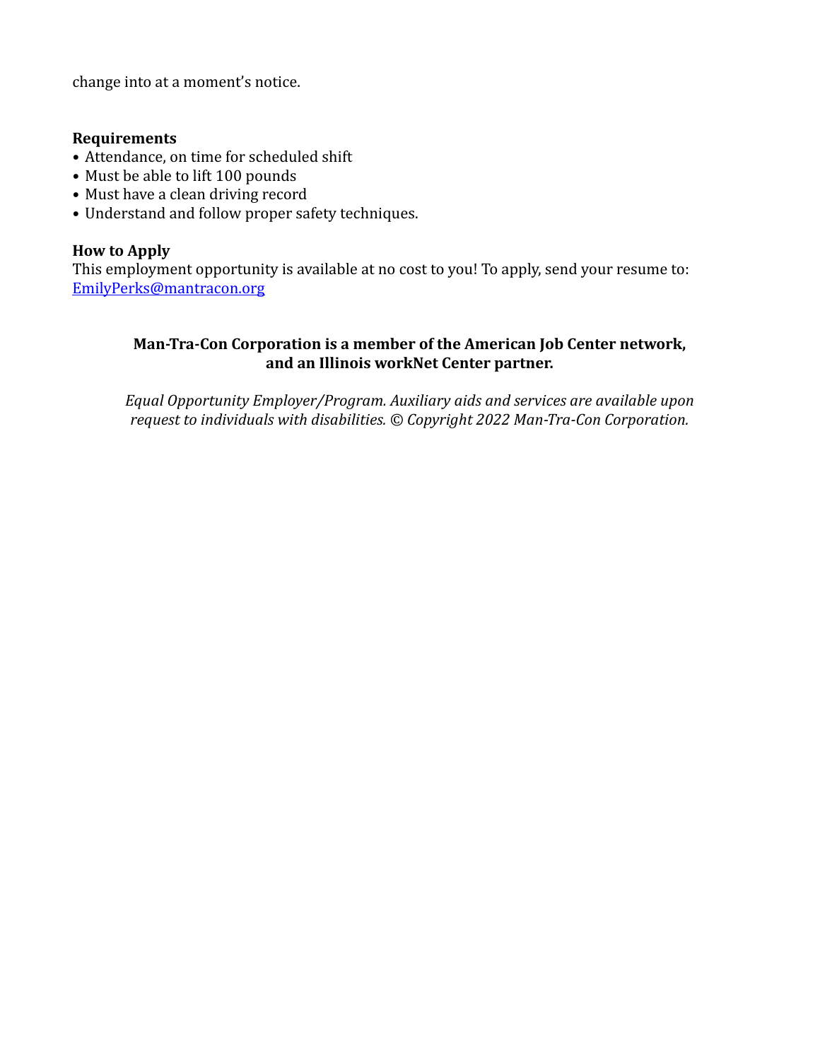change into at a moment's notice.

**Requirements**

- Attendance, on time for scheduled shift
- Must be able to lift 100 pounds
- Must have a clean driving record
- Understand and follow proper safety techniques.

**How to Apply**

This employment opportunity is available at no cost to you! To apply, send your resume to: EmilyPerks@mantracon.org

**Man-Tra-Con Corporation is a member of the American Job Center network, and an Illinois workNet Center partner.**

*Equal Opportunity Employer/Program. Auxiliary aids and services are available upon request to individuals with disabilities. © Copyright 2022 Man-Tra-Con Corporation.*